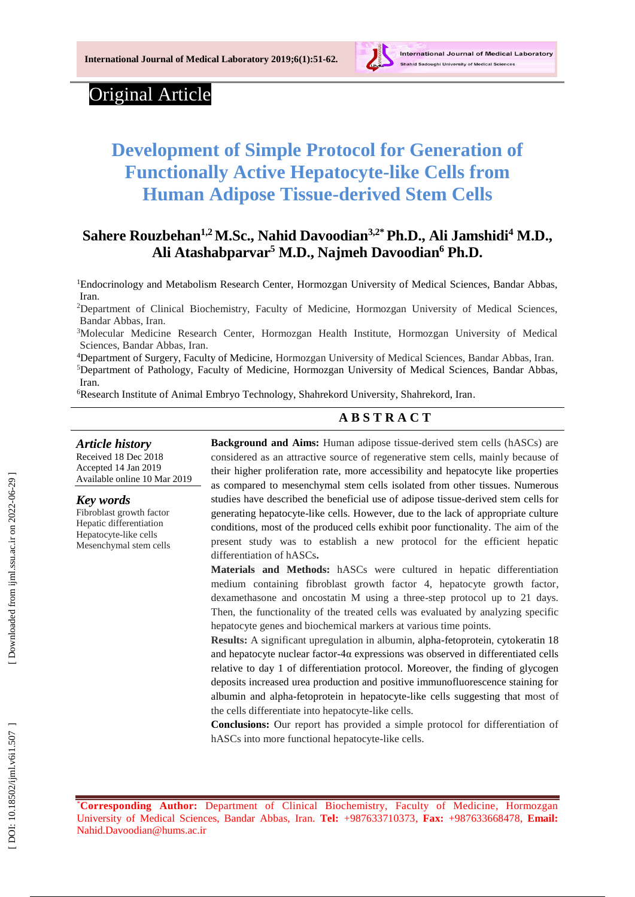Original Article

# Development of Simple Protocol for Generation of Functionally Active Hepatocyte-like Cells from Human Adipose Tissue-derived Stem Cells

**Sahere Rouzbehan[1,2] M.Sc., Nahid Davoodian[3,2*] Ph.D., Ali Jamshidi[4] M.D., Ali Atashabparvar[5] M.D., Najmeh Davoodian[6] Ph.D.**

[1]Endocrinology and Metabolism Research Center, Hormozgan University of Medical Sciences, Bandar Abbas, Iran.

[2]Department of Clinical Biochemistry, Faculty of Medicine, Hormozgan University of Medical Sciences, Bandar Abbas, Iran.

[3]Molecular Medicine Research Center, Hormozgan Health Institute, Hormozgan University of Medical Sciences, Bandar Abbas, Iran.

[4]Department of Surgery, Faculty of Medicine, Hormozgan University of Medical Sciences, Bandar Abbas, Iran.

[5]Department of Pathology, Faculty of Medicine, Hormozgan University of Medical Sciences, Bandar Abbas, Iran.

[6]Research Institute of Animal Embryo Technology, Shahrekord University, Shahrekord, Iran.

## ABSTRACT

***Article history***

Received 18 Dec 2018
Accepted 14 Jan 2019
Available online 10 Mar 2019

***Key words***

Fibroblast growth factor
Hepatic differentiation
Hepatocyte-like cells
Mesenchymal stem cells

**Background and Aims:** Human adipose tissue-derived stem cells (hASCs) are considered as an attractive source of regenerative stem cells, mainly because of their higher proliferation rate, more accessibility and hepatocyte like properties as compared to mesenchymal stem cells isolated from other tissues. Numerous studies have described the beneficial use of adipose tissue-derived stem cells for generating hepatocyte-like cells. However, due to the lack of appropriate culture conditions, most of the produced cells exhibit poor functionality. The aim of the present study was to establish a new protocol for the efficient hepatic differentiation of hASCs**.**

**Materials and Methods:** hASCs were cultured in hepatic differentiation medium containing fibroblast growth factor 4, hepatocyte growth factor, dexamethasone and oncostatin M using a three-step protocol up to 21 days. Then, the functionality of the treated cells was evaluated by analyzing specific hepatocyte genes and biochemical markers at various time points.

**Results:** A significant upregulation in albumin, alpha-fetoprotein, cytokeratin 18 and hepatocyte nuclear factor-4α expressions was observed in differentiated cells relative to day 1 of differentiation protocol. Moreover, the finding of glycogen deposits increased urea production and positive immunofluorescence staining for albumin and alpha-fetoprotein in hepatocyte-like cells suggesting that most of the cells differentiate into hepatocyte-like cells.

**Conclusions:** Our report has provided a simple protocol for differentiation of hASCs into more functional hepatocyte-like cells.

*__Corresponding Author:__ Department of Clinical Biochemistry, Faculty of Medicine, Hormozgan University of Medical Sciences, Bandar Abbas, Iran. **Tel:** +987633710373, **Fax:** +987633668478, **Email:** Nahid.Davoodian@hums.ac.ir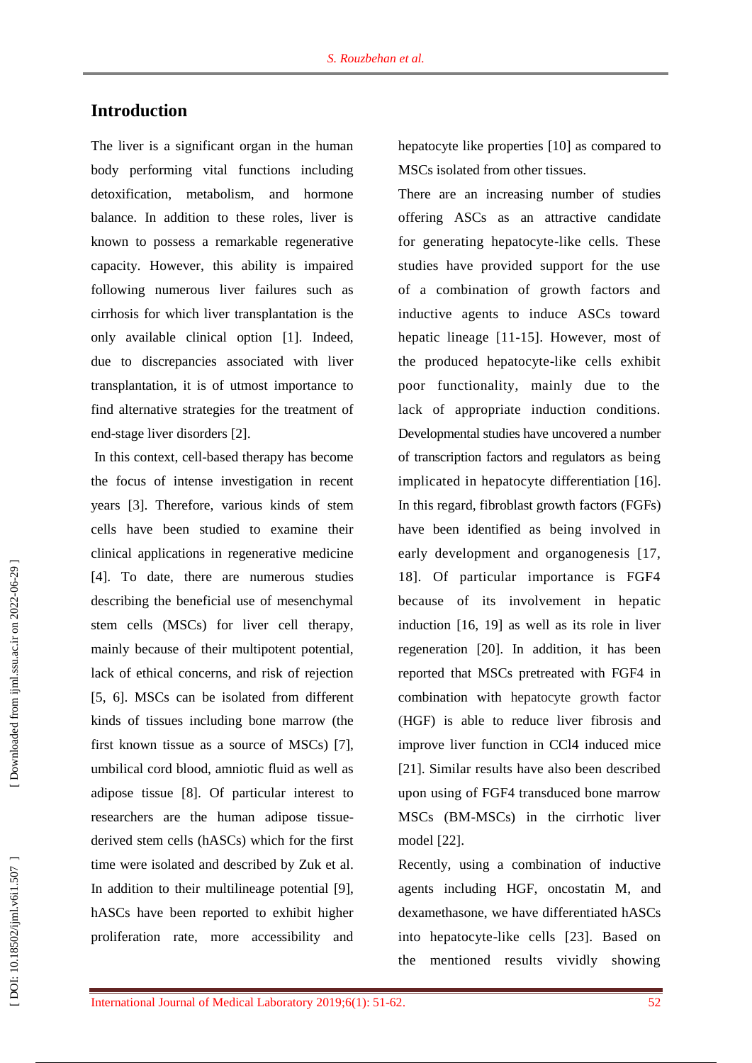## Introduction

The liver is a significant organ in the human body performing vital functions including detoxification, metabolism, and hormone balance. In addition to these roles, liver is known to possess a remarkable regenerative capacity. However, this ability is impaired following numerous liver failures such as cirrhosis for which liver transplantation is the only available clinical option [1]. Indeed, due to discrepancies associated with liver transplantation, it is of utmost importance to find alternative strategies for the treatment of end-stage liver disorders [2].

In this context, cell-based therapy has become the focus of intense investigation in recent years [3]. Therefore, various kinds of stem cells have been studied to examine their clinical applications in regenerative medicine [4]. To date, there are numerous studies describing the beneficial use of mesenchymal stem cells (MSCs) for liver cell therapy, mainly because of their multipotent potential, lack of ethical concerns, and risk of rejection [5, 6]. MSCs can be isolated from different kinds of tissues including bone marrow (the first known tissue as a source of MSCs) [7], umbilical cord blood, amniotic fluid as well as adipose tissue [8]. Of particular interest to researchers are the human adipose tissue-derived stem cells (hASCs) which for the first time were isolated and described by Zuk et al. In addition to their multilineage potential [9], hASCs have been reported to exhibit higher proliferation rate, more accessibility and hepatocyte like properties [10] as compared to MSCs isolated from other tissues.

There are an increasing number of studies offering ASCs as an attractive candidate for generating hepatocyte-like cells. These studies have provided support for the use of a combination of growth factors and inductive agents to induce ASCs toward hepatic lineage [11-15]. However, most of the produced hepatocyte-like cells exhibit poor functionality, mainly due to the lack of appropriate induction conditions. Developmental studies have uncovered a number of transcription factors and regulators as being implicated in hepatocyte differentiation [16]. In this regard, fibroblast growth factors (FGFs) have been identified as being involved in early development and organogenesis [17, 18]. Of particular importance is FGF4 because of its involvement in hepatic induction [16, 19] as well as its role in liver regeneration [20]. In addition, it has been reported that MSCs pretreated with FGF4 in combination with hepatocyte growth factor (HGF) is able to reduce liver fibrosis and improve liver function in CCl4 induced mice [21]. Similar results have also been described upon using of FGF4 transduced bone marrow MSCs (BM-MSCs) in the cirrhotic liver model [22].

Recently, using a combination of inductive agents including HGF, oncostatin M, and dexamethasone, we have differentiated hASCs into hepatocyte-like cells [23]. Based on the mentioned results vividly showing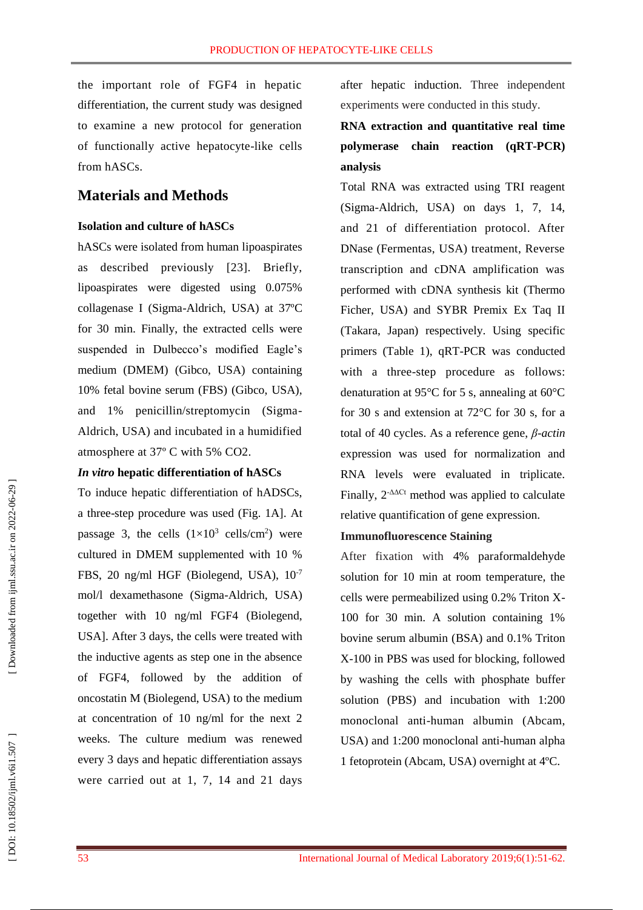the important role of FGF4 in hepatic differentiation, the current study was designed to examine a new protocol for generation of functionally active hepatocyte-like cells from hASCs.

## Materials and Methods

### Isolation and culture of hASCs

hASCs were isolated from human lipoaspirates as described previously [23]. Briefly, lipoaspirates were digested using 0.075% collagenase I (Sigma-Aldrich, USA) at 37ºC for 30 min. Finally, the extracted cells were suspended in Dulbecco's modified Eagle's medium (DMEM) (Gibco, USA) containing 10% fetal bovine serum (FBS) (Gibco, USA), and 1% penicillin/streptomycin (Sigma-Aldrich, USA) and incubated in a humidified atmosphere at 37º C with 5% CO2.

### *In vitro* hepatic differentiation of hASCs

To induce hepatic differentiation of hADSCs, a three-step procedure was used (Fig. 1A]. At passage 3, the cells ($1\times10^{3}$ cells/cm$^{2}$) were cultured in DMEM supplemented with 10 % FBS, 20 ng/ml HGF (Biolegend, USA), $10^{-7}$ mol/l dexamethasone (Sigma-Aldrich, USA) together with 10 ng/ml FGF4 (Biolegend, USA]. After 3 days, the cells were treated with the inductive agents as step one in the absence of FGF4, followed by the addition of oncostatin M (Biolegend, USA) to the medium at concentration of 10 ng/ml for the next 2 weeks. The culture medium was renewed every 3 days and hepatic differentiation assays were carried out at 1, 7, 14 and 21 days after hepatic induction. Three independent experiments were conducted in this study.

### RNA extraction and quantitative real time polymerase chain reaction (qRT-PCR) analysis

Total RNA was extracted using TRI reagent (Sigma-Aldrich, USA) on days 1, 7, 14, and 21 of differentiation protocol. After DNase (Fermentas, USA) treatment, Reverse transcription and cDNA amplification was performed with cDNA synthesis kit (Thermo Ficher, USA) and SYBR Premix Ex Taq II (Takara, Japan) respectively. Using specific primers (Table 1), qRT-PCR was conducted with a three-step procedure as follows: denaturation at 95°C for 5 s, annealing at 60°C for 30 s and extension at 72°C for 30 s, for a total of 40 cycles. As a reference gene, *β-actin* expression was used for normalization and RNA levels were evaluated in triplicate. Finally, $2^{-\Delta\Delta Ct}$ method was applied to calculate relative quantification of gene expression.

### Immunofluorescence Staining

After fixation with 4% paraformaldehyde solution for 10 min at room temperature, the cells were permeabilized using 0.2% Triton X-100 for 30 min. A solution containing 1% bovine serum albumin (BSA) and 0.1% Triton X-100 in PBS was used for blocking, followed by washing the cells with phosphate buffer solution (PBS) and incubation with 1:200 monoclonal anti-human albumin (Abcam, USA) and 1:200 monoclonal anti-human alpha 1 fetoprotein (Abcam, USA) overnight at 4ºC.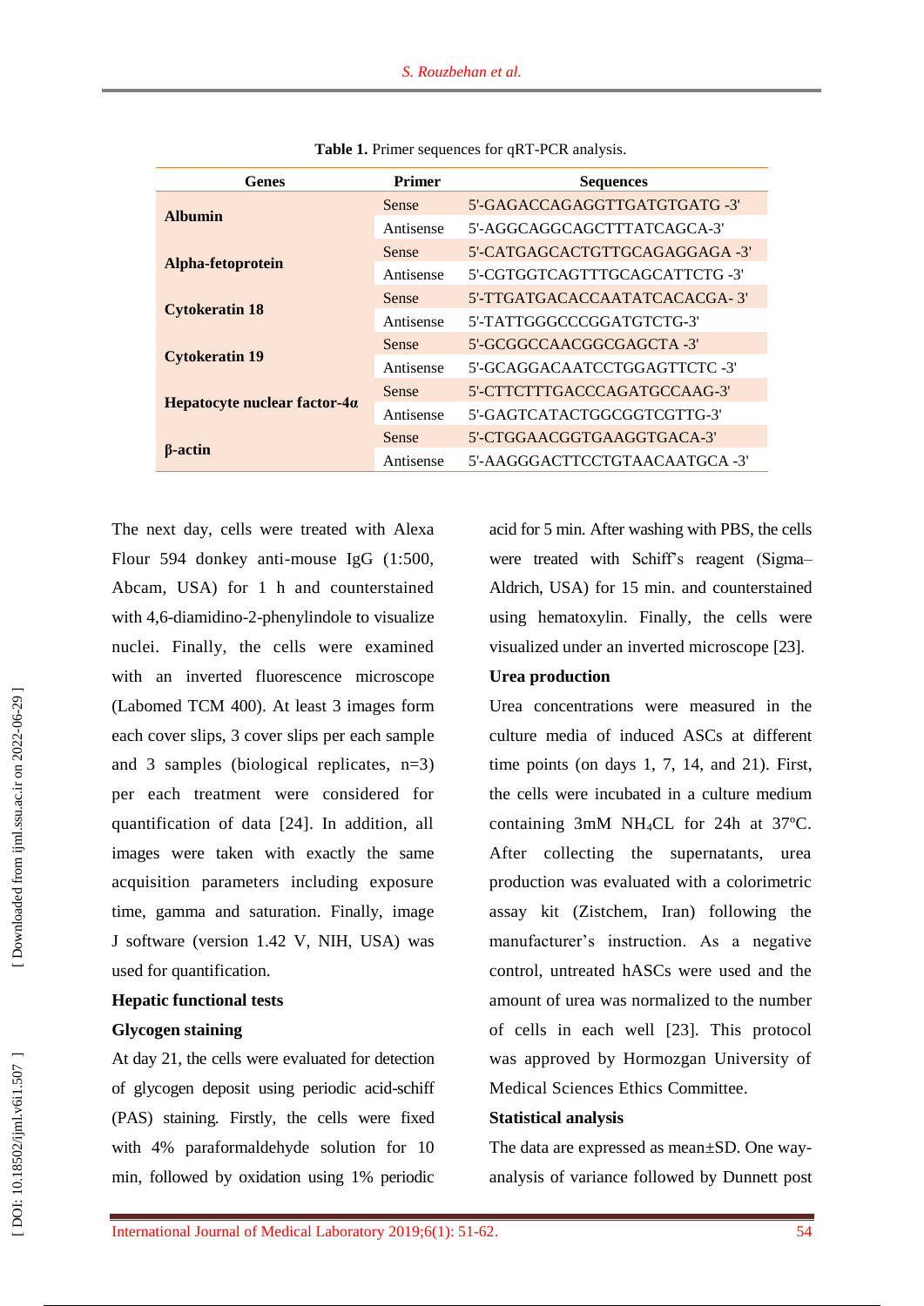**Table 1.** Primer sequences for qRT-PCR analysis.

| Genes | Primer | Sequences |
|---|---|---|
| **Albumin** | Sense | 5'-GAGACCAGAGGTTGATGTGATG -3' |
| | Antisense | 5'-AGGCAGGCAGCTTTATCAGCA-3' |
| **Alpha-fetoprotein** | Sense | 5'-CATGAGCACTGTTGCAGAGGAGA -3' |
| | Antisense | 5'-CGTGGTCAGTTTGCAGCATTCTG -3' |
| **Cytokeratin 18** | Sense | 5'-TTGATGACACCAATATCACACGA- 3' |
| | Antisense | 5'-TATTGGGCCCGGATGTCTG-3' |
| **Cytokeratin 19** | Sense | 5'-GCGGCCAACGGCGAGCTA -3' |
| | Antisense | 5'-GCAGGACAATCCTGGAGTTCTC -3' |
| **Hepatocyte nuclear factor-4α** | Sense | 5'-CTTCTTTGACCCAGATGCCAAG-3' |
| | Antisense | 5'-GAGTCATACTGGCGGTCGTTG-3' |
| **β-actin** | Sense | 5'-CTGGAACGGTGAAGGTGACA-3' |
| | Antisense | 5'-AAGGGACTTCCTGTAACAATGCA -3' |

The next day, cells were treated with Alexa Flour 594 donkey anti-mouse IgG (1:500, Abcam, USA) for 1 h and counterstained with 4,6-diamidino-2-phenylindole to visualize nuclei. Finally, the cells were examined with an inverted fluorescence microscope (Labomed TCM 400). At least 3 images form each cover slips, 3 cover slips per each sample and 3 samples (biological replicates, n=3) per each treatment were considered for quantification of data [24]. In addition, all images were taken with exactly the same acquisition parameters including exposure time, gamma and saturation. Finally, image J software (version 1.42 V, NIH, USA) was used for quantification.

**Hepatic functional tests**

**Glycogen staining**

At day 21, the cells were evaluated for detection of glycogen deposit using periodic acid-schiff (PAS) staining. Firstly, the cells were fixed with 4% paraformaldehyde solution for 10 min, followed by oxidation using 1% periodic acid for 5 min. After washing with PBS, the cells were treated with Schiff's reagent (Sigma–Aldrich, USA) for 15 min. and counterstained using hematoxylin. Finally, the cells were visualized under an inverted microscope [23].

**Urea production**

Urea concentrations were measured in the culture media of induced ASCs at different time points (on days 1, 7, 14, and 21). First, the cells were incubated in a culture medium containing 3mM $NH_4CL$ for 24h at 37ºC. After collecting the supernatants, urea production was evaluated with a colorimetric assay kit (Zistchem, Iran) following the manufacturer's instruction. As a negative control, untreated hASCs were used and the amount of urea was normalized to the number of cells in each well [23]. This protocol was approved by Hormozgan University of Medical Sciences Ethics Committee.

**Statistical analysis**

The data are expressed as mean±SD. One way-analysis of variance followed by Dunnett post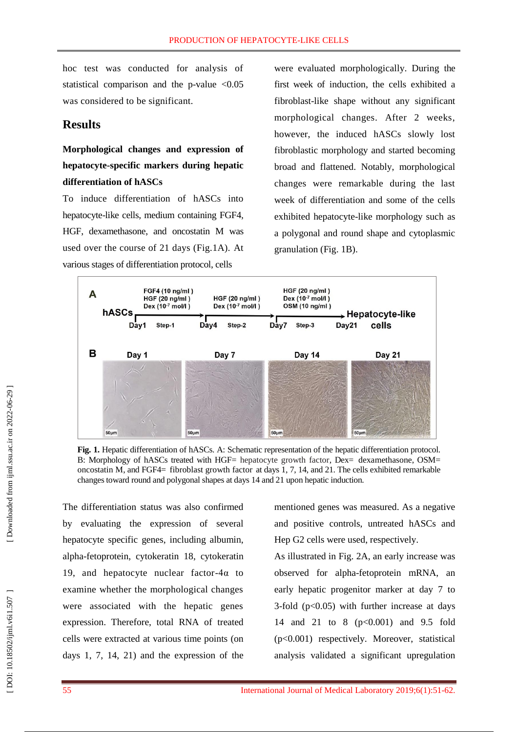hoc test was conducted for analysis of statistical comparison and the p-value <0.05 was considered to be significant.

## Results

**Morphological changes and expression of hepatocyte-specific markers during hepatic differentiation of hASCs**

To induce differentiation of hASCs into hepatocyte-like cells, medium containing FGF4, HGF, dexamethasone, and oncostatin M was used over the course of 21 days (Fig.1A). At various stages of differentiation protocol, cells were evaluated morphologically. During the first week of induction, the cells exhibited a fibroblast-like shape without any significant morphological changes. After 2 weeks, however, the induced hASCs slowly lost fibroblastic morphology and started becoming broad and flattened. Notably, morphological changes were remarkable during the last week of differentiation and some of the cells exhibited hepatocyte-like morphology such as a polygonal and round shape and cytoplasmic granulation (Fig. 1B).

**Fig. 1.** Hepatic differentiation of hASCs. A: Schematic representation of the hepatic differentiation protocol. B: Morphology of hASCs treated with HGF= hepatocyte growth factor, Dex= dexamethasone, OSM= oncostatin M, and FGF4= fibroblast growth factor at days 1, 7, 14, and 21. The cells exhibited remarkable changes toward round and polygonal shapes at days 14 and 21 upon hepatic induction.

The differentiation status was also confirmed by evaluating the expression of several hepatocyte specific genes, including albumin, alpha-fetoprotein, cytokeratin 18, cytokeratin 19, and hepatocyte nuclear factor-4α to examine whether the morphological changes were associated with the hepatic genes expression. Therefore, total RNA of treated cells were extracted at various time points (on days 1, 7, 14, 21) and the expression of the mentioned genes was measured. As a negative and positive controls, untreated hASCs and Hep G2 cells were used, respectively.

As illustrated in Fig. 2A, an early increase was observed for alpha-fetoprotein mRNA, an early hepatic progenitor marker at day 7 to 3-fold ($p<0.05$) with further increase at days 14 and 21 to 8 ($p<0.001$) and 9.5 fold ($p<0.001$) respectively. Moreover, statistical analysis validated a significant upregulation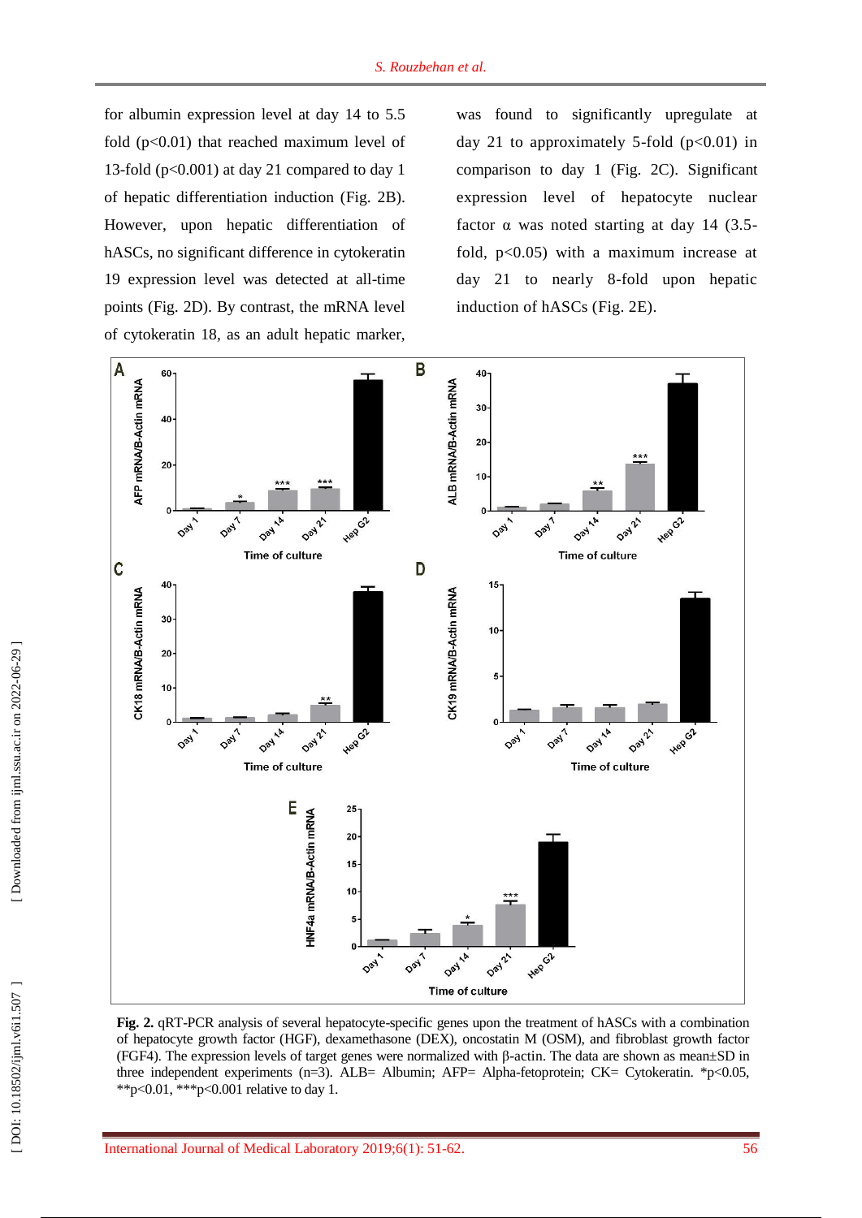for albumin expression level at day 14 to 5.5 fold (p<0.01) that reached maximum level of 13-fold (p<0.001) at day 21 compared to day 1 of hepatic differentiation induction (Fig. 2B). However, upon hepatic differentiation of hASCs, no significant difference in cytokeratin 19 expression level was detected at all-time points (Fig. 2D). By contrast, the mRNA level of cytokeratin 18, as an adult hepatic marker, was found to significantly upregulate at day 21 to approximately 5-fold (p<0.01) in comparison to day 1 (Fig. 2C). Significant expression level of hepatocyte nuclear factor α was noted starting at day 14 (3.5-fold, p<0.05) with a maximum increase at day 21 to nearly 8-fold upon hepatic induction of hASCs (Fig. 2E).

**Fig. 2.** qRT-PCR analysis of several hepatocyte-specific genes upon the treatment of hASCs with a combination of hepatocyte growth factor (HGF), dexamethasone (DEX), oncostatin M (OSM), and fibroblast growth factor (FGF4). The expression levels of target genes were normalized with β-actin. The data are shown as mean±SD in three independent experiments (n=3). ALB= Albumin; AFP= Alpha-fetoprotein; CK= Cytokeratin. *p<0.05, **p<0.01, ***p<0.001 relative to day 1.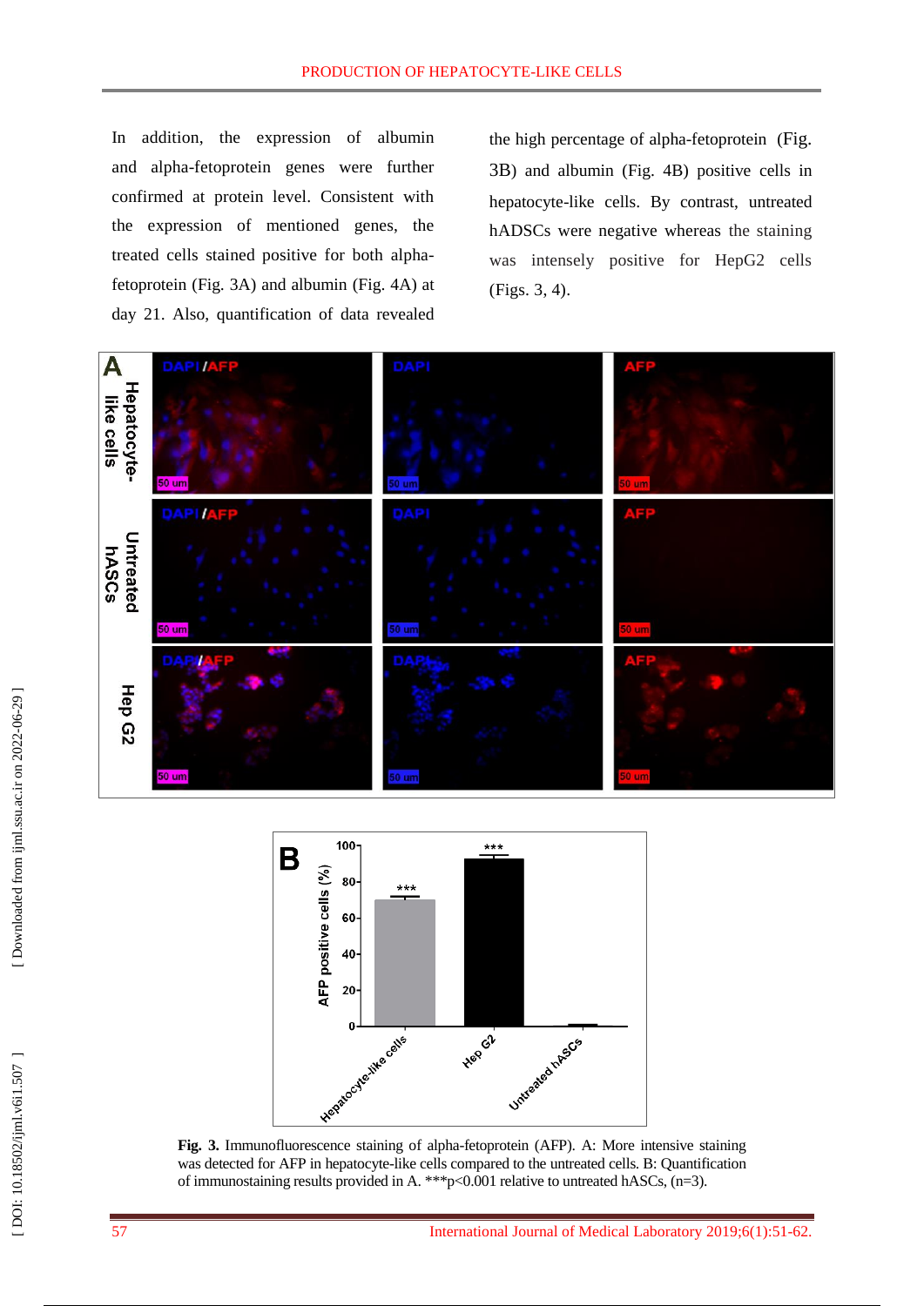In addition, the expression of albumin and alpha-fetoprotein genes were further confirmed at protein level. Consistent with the expression of mentioned genes, the treated cells stained positive for both alpha-fetoprotein (Fig. 3A) and albumin (Fig. 4A) at day 21. Also, quantification of data revealed the high percentage of alpha-fetoprotein (Fig. 3B) and albumin (Fig. 4B) positive cells in hepatocyte-like cells. By contrast, untreated hADSCs were negative whereas the staining was intensely positive for HepG2 cells (Figs. 3, 4).

**Fig. 3.** Immunofluorescence staining of alpha-fetoprotein (AFP). A: More intensive staining was detected for AFP in hepatocyte-like cells compared to the untreated cells. B: Quantification of immunostaining results provided in A. ***p<0.001 relative to untreated hASCs, (n=3).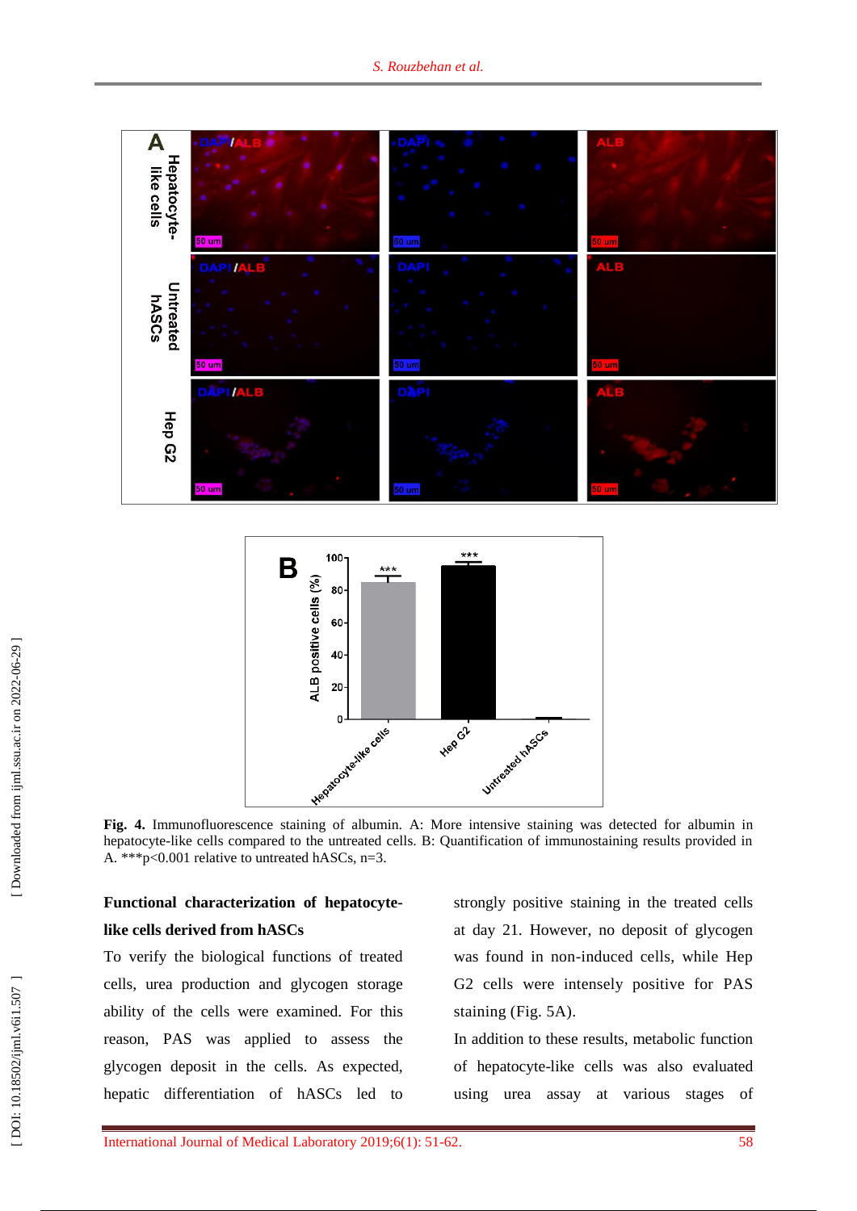**Fig. 4.** Immunofluorescence staining of albumin. A: More intensive staining was detected for albumin in hepatocyte-like cells compared to the untreated cells. B: Quantification of immunostaining results provided in A. ***p<0.001 relative to untreated hASCs, n=3.

**Functional characterization of hepatocyte-like cells derived from hASCs**

To verify the biological functions of treated cells, urea production and glycogen storage ability of the cells were examined. For this reason, PAS was applied to assess the glycogen deposit in the cells. As expected, hepatic differentiation of hASCs led to strongly positive staining in the treated cells at day 21. However, no deposit of glycogen was found in non-induced cells, while Hep G2 cells were intensely positive for PAS staining (Fig. 5A).

In addition to these results, metabolic function of hepatocyte-like cells was also evaluated using urea assay at various stages of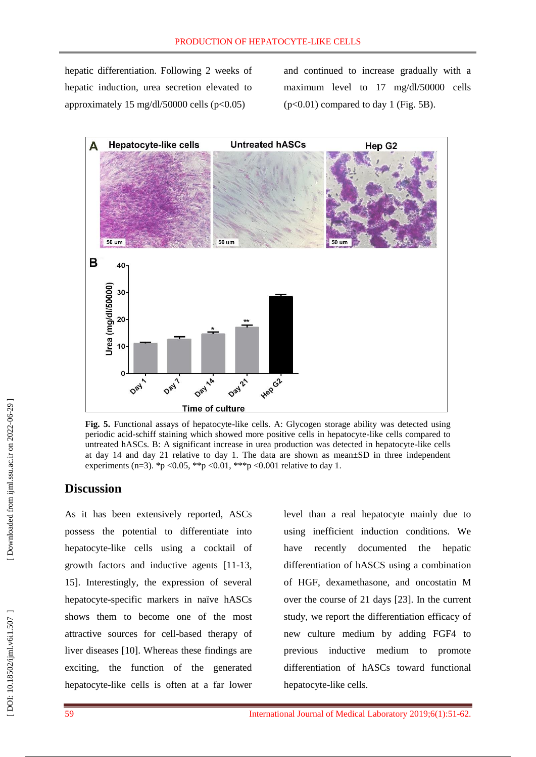hepatic differentiation. Following 2 weeks of hepatic induction, urea secretion elevated to approximately 15 mg/dl/50000 cells ($p<0.05$) and continued to increase gradually with a maximum level to 17 mg/dl/50000 cells ($p<0.01$) compared to day 1 (Fig. 5B).

**Fig. 5.** Functional assays of hepatocyte-like cells. A: Glycogen storage ability was detected using periodic acid-schiff staining which showed more positive cells in hepatocyte-like cells compared to untreated hASCs. B: A significant increase in urea production was detected in hepatocyte-like cells at day 14 and day 21 relative to day 1. The data are shown as mean±SD in three independent experiments (n=3). *p <0.05, **p <0.01, ***p <0.001 relative to day 1.

## Discussion

As it has been extensively reported, ASCs possess the potential to differentiate into hepatocyte-like cells using a cocktail of growth factors and inductive agents [11-13, 15]. Interestingly, the expression of several hepatocyte-specific markers in naïve hASCs shows them to become one of the most attractive sources for cell-based therapy of liver diseases [10]. Whereas these findings are exciting, the function of the generated hepatocyte-like cells is often at a far lower level than a real hepatocyte mainly due to using inefficient induction conditions. We have recently documented the hepatic differentiation of hASCS using a combination of HGF, dexamethasone, and oncostatin M over the course of 21 days [23]. In the current study, we report the differentiation efficacy of new culture medium by adding FGF4 to previous inductive medium to promote differentiation of hASCs toward functional hepatocyte-like cells.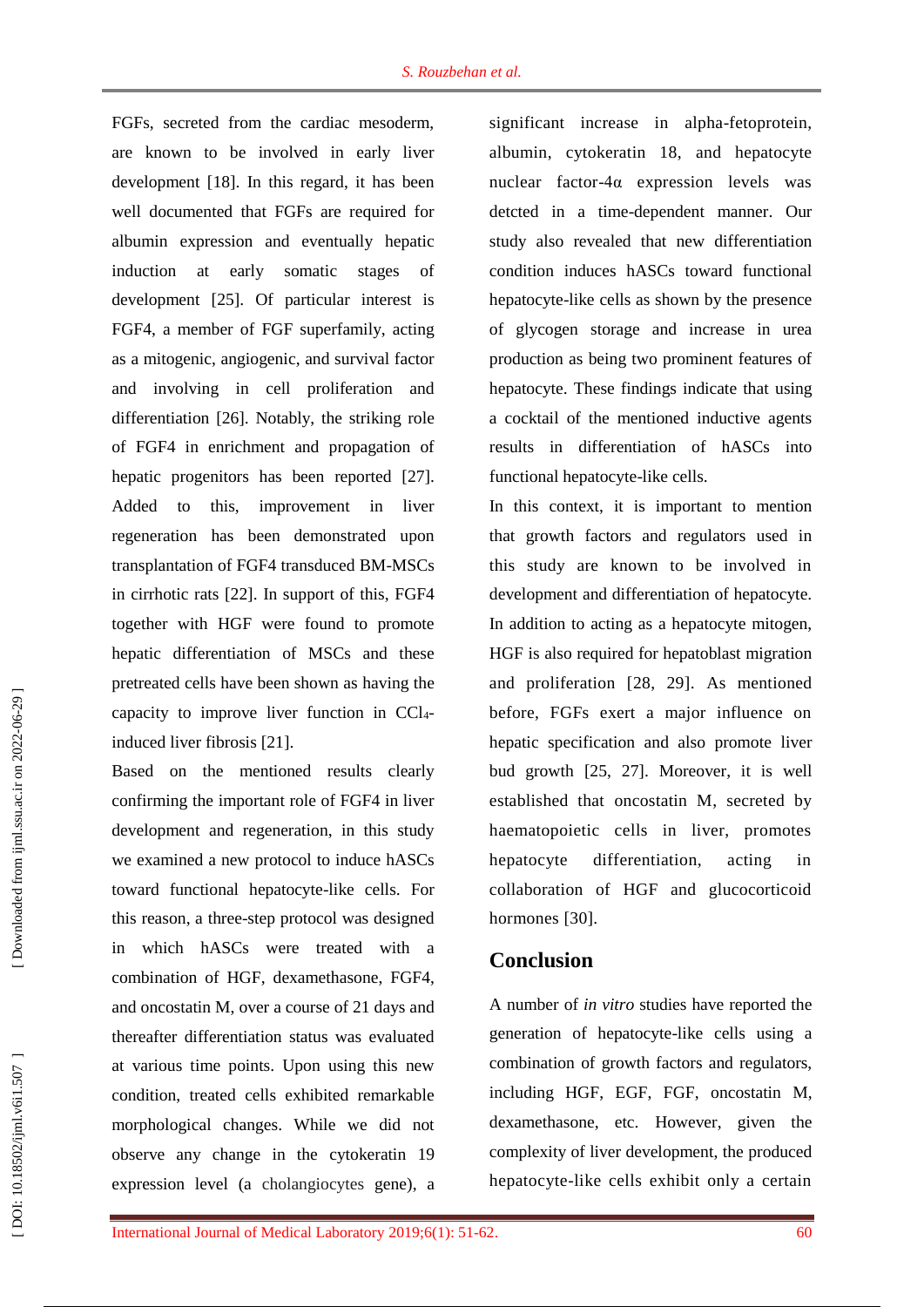FGFs, secreted from the cardiac mesoderm, are known to be involved in early liver development [18]. In this regard, it has been well documented that FGFs are required for albumin expression and eventually hepatic induction at early somatic stages of development [25]. Of particular interest is FGF4, a member of FGF superfamily, acting as a mitogenic, angiogenic, and survival factor and involving in cell proliferation and differentiation [26]. Notably, the striking role of FGF4 in enrichment and propagation of hepatic progenitors has been reported [27]. Added to this, improvement in liver regeneration has been demonstrated upon transplantation of FGF4 transduced BM-MSCs in cirrhotic rats [22]. In support of this, FGF4 together with HGF were found to promote hepatic differentiation of MSCs and these pretreated cells have been shown as having the capacity to improve liver function in $CCl_4$-induced liver fibrosis [21].

Based on the mentioned results clearly confirming the important role of FGF4 in liver development and regeneration, in this study we examined a new protocol to induce hASCs toward functional hepatocyte-like cells. For this reason, a three-step protocol was designed in which hASCs were treated with a combination of HGF, dexamethasone, FGF4, and oncostatin M, over a course of 21 days and thereafter differentiation status was evaluated at various time points. Upon using this new condition, treated cells exhibited remarkable morphological changes. While we did not observe any change in the cytokeratin 19 expression level (a cholangiocytes gene), a significant increase in alpha-fetoprotein, albumin, cytokeratin 18, and hepatocyte nuclear factor-4α expression levels was detcted in a time-dependent manner. Our study also revealed that new differentiation condition induces hASCs toward functional hepatocyte-like cells as shown by the presence of glycogen storage and increase in urea production as being two prominent features of hepatocyte. These findings indicate that using a cocktail of the mentioned inductive agents results in differentiation of hASCs into functional hepatocyte-like cells.

In this context, it is important to mention that growth factors and regulators used in this study are known to be involved in development and differentiation of hepatocyte. In addition to acting as a hepatocyte mitogen, HGF is also required for hepatoblast migration and proliferation [28, 29]. As mentioned before, FGFs exert a major influence on hepatic specification and also promote liver bud growth [25, 27]. Moreover, it is well established that oncostatin M, secreted by haematopoietic cells in liver, promotes hepatocyte differentiation, acting in collaboration of HGF and glucocorticoid hormones [30].

## Conclusion

A number of *in vitro* studies have reported the generation of hepatocyte-like cells using a combination of growth factors and regulators, including HGF, EGF, FGF, oncostatin M, dexamethasone, etc. However, given the complexity of liver development, the produced hepatocyte-like cells exhibit only a certain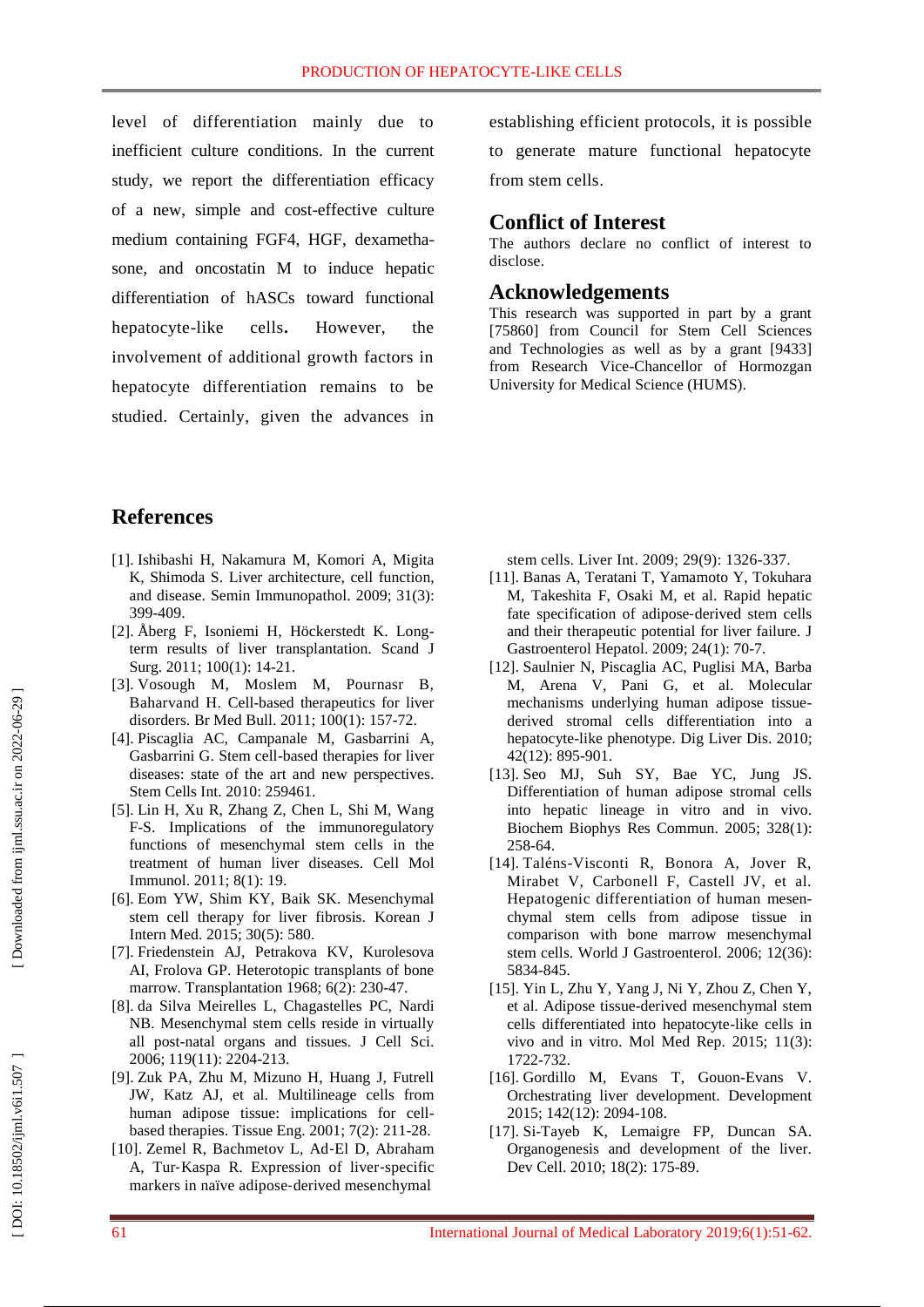level of differentiation mainly due to inefficient culture conditions. In the current study, we report the differentiation efficacy of a new, simple and cost-effective culture medium containing FGF4, HGF, dexamethasone, and oncostatin M to induce hepatic differentiation of hASCs toward functional hepatocyte-like cells. However, the involvement of additional growth factors in hepatocyte differentiation remains to be studied. Certainly, given the advances in establishing efficient protocols, it is possible to generate mature functional hepatocyte from stem cells.

## Conflict of Interest

The authors declare no conflict of interest to disclose.

## Acknowledgements

This research was supported in part by a grant [75860] from Council for Stem Cell Sciences and Technologies as well as by a grant [9433] from Research Vice-Chancellor of Hormozgan University for Medical Science (HUMS).

## References

[1]. Ishibashi H, Nakamura M, Komori A, Migita K, Shimoda S. Liver architecture, cell function, and disease. Semin Immunopathol. 2009; 31(3): 399-409.

[2]. Åberg F, Isoniemi H, Höckerstedt K. Long-term results of liver transplantation. Scand J Surg. 2011; 100(1): 14-21.

[3]. Vosough M, Moslem M, Pournasr B, Baharvand H. Cell-based therapeutics for liver disorders. Br Med Bull. 2011; 100(1): 157-72.

[4]. Piscaglia AC, Campanale M, Gasbarrini A, Gasbarrini G. Stem cell-based therapies for liver diseases: state of the art and new perspectives. Stem Cells Int. 2010: 259461.

[5]. Lin H, Xu R, Zhang Z, Chen L, Shi M, Wang F-S. Implications of the immunoregulatory functions of mesenchymal stem cells in the treatment of human liver diseases. Cell Mol Immunol. 2011; 8(1): 19.

[6]. Eom YW, Shim KY, Baik SK. Mesenchymal stem cell therapy for liver fibrosis. Korean J Intern Med. 2015; 30(5): 580.

[7]. Friedenstein AJ, Petrakova KV, Kurolesova AI, Frolova GP. Heterotopic transplants of bone marrow. Transplantation 1968; 6(2): 230-47.

[8]. da Silva Meirelles L, Chagastelles PC, Nardi NB. Mesenchymal stem cells reside in virtually all post-natal organs and tissues. J Cell Sci. 2006; 119(11): 2204-213.

[9]. Zuk PA, Zhu M, Mizuno H, Huang J, Futrell JW, Katz AJ, et al. Multilineage cells from human adipose tissue: implications for cell-based therapies. Tissue Eng. 2001; 7(2): 211-28.

[10]. Zemel R, Bachmetov L, Ad-El D, Abraham A, Tur-Kaspa R. Expression of liver-specific markers in naïve adipose-derived mesenchymal stem cells. Liver Int. 2009; 29(9): 1326-337.

[11]. Banas A, Teratani T, Yamamoto Y, Tokuhara M, Takeshita F, Osaki M, et al. Rapid hepatic fate specification of adipose-derived stem cells and their therapeutic potential for liver failure. J Gastroenterol Hepatol. 2009; 24(1): 70-7.

[12]. Saulnier N, Piscaglia AC, Puglisi MA, Barba M, Arena V, Pani G, et al. Molecular mechanisms underlying human adipose tissue-derived stromal cells differentiation into a hepatocyte-like phenotype. Dig Liver Dis. 2010; 42(12): 895-901.

[13]. Seo MJ, Suh SY, Bae YC, Jung JS. Differentiation of human adipose stromal cells into hepatic lineage in vitro and in vivo. Biochem Biophys Res Commun. 2005; 328(1): 258-64.

[14]. Taléns-Visconti R, Bonora A, Jover R, Mirabet V, Carbonell F, Castell JV, et al. Hepatogenic differentiation of human mesenchymal stem cells from adipose tissue in comparison with bone marrow mesenchymal stem cells. World J Gastroenterol. 2006; 12(36): 5834-845.

[15]. Yin L, Zhu Y, Yang J, Ni Y, Zhou Z, Chen Y, et al. Adipose tissue-derived mesenchymal stem cells differentiated into hepatocyte-like cells in vivo and in vitro. Mol Med Rep. 2015; 11(3): 1722-732.

[16]. Gordillo M, Evans T, Gouon-Evans V. Orchestrating liver development. Development 2015; 142(12): 2094-108.

[17]. Si-Tayeb K, Lemaigre FP, Duncan SA. Organogenesis and development of the liver. Dev Cell. 2010; 18(2): 175-89.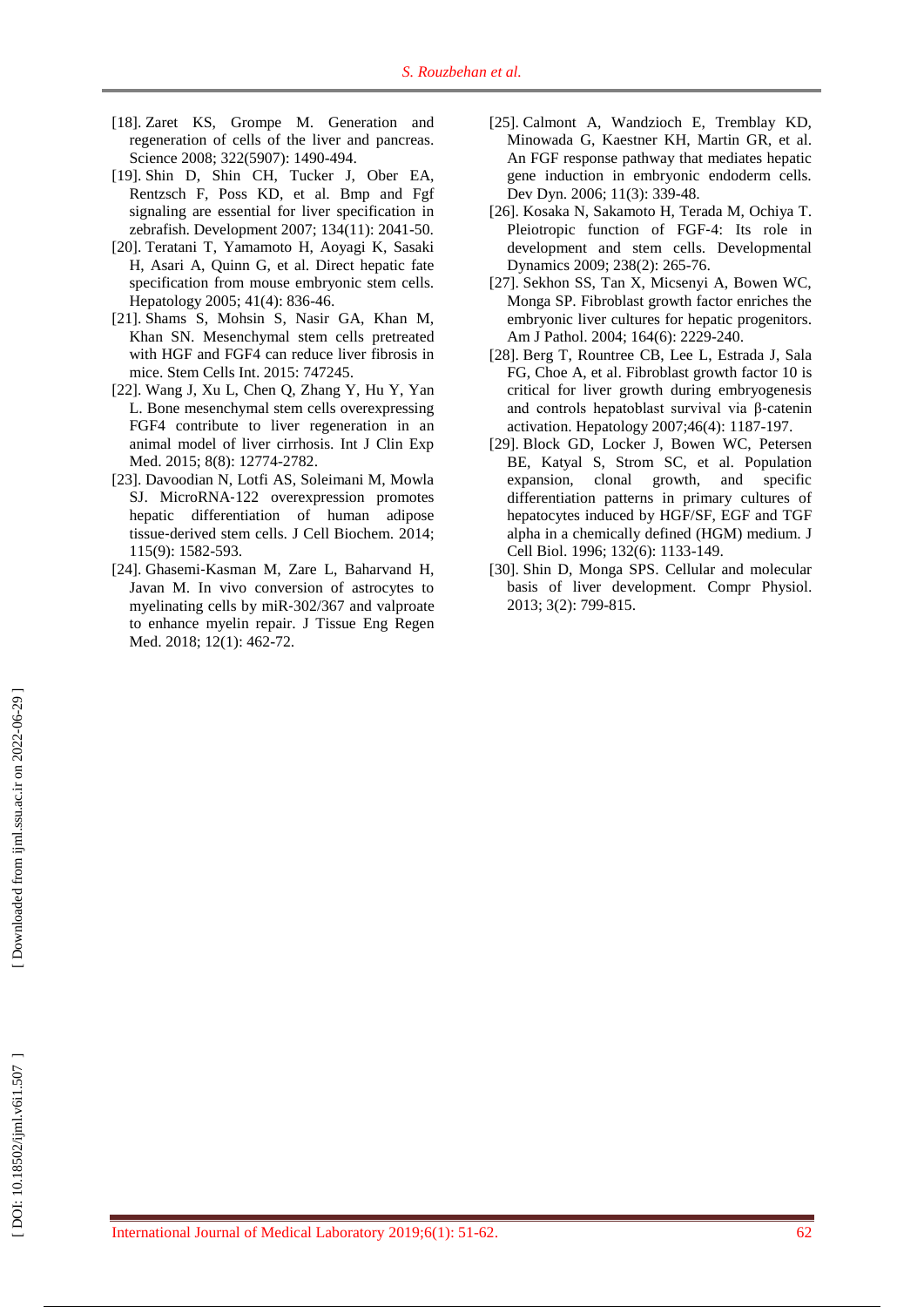[18]. Zaret KS, Grompe M. Generation and regeneration of cells of the liver and pancreas. Science 2008; 322(5907): 1490-494.

[19]. Shin D, Shin CH, Tucker J, Ober EA, Rentzsch F, Poss KD, et al. Bmp and Fgf signaling are essential for liver specification in zebrafish. Development 2007; 134(11): 2041-50.

[20]. Teratani T, Yamamoto H, Aoyagi K, Sasaki H, Asari A, Quinn G, et al. Direct hepatic fate specification from mouse embryonic stem cells. Hepatology 2005; 41(4): 836-46.

[21]. Shams S, Mohsin S, Nasir GA, Khan M, Khan SN. Mesenchymal stem cells pretreated with HGF and FGF4 can reduce liver fibrosis in mice. Stem Cells Int. 2015: 747245.

[22]. Wang J, Xu L, Chen Q, Zhang Y, Hu Y, Yan L. Bone mesenchymal stem cells overexpressing FGF4 contribute to liver regeneration in an animal model of liver cirrhosis. Int J Clin Exp Med. 2015; 8(8): 12774-2782.

[23]. Davoodian N, Lotfi AS, Soleimani M, Mowla SJ. MicroRNA-122 overexpression promotes hepatic differentiation of human adipose tissue-derived stem cells. J Cell Biochem. 2014; 115(9): 1582-593.

[24]. Ghasemi-Kasman M, Zare L, Baharvand H, Javan M. In vivo conversion of astrocytes to myelinating cells by miR-302/367 and valproate to enhance myelin repair. J Tissue Eng Regen Med. 2018; 12(1): 462-72.

[25]. Calmont A, Wandzioch E, Tremblay KD, Minowada G, Kaestner KH, Martin GR, et al. An FGF response pathway that mediates hepatic gene induction in embryonic endoderm cells. Dev Dyn. 2006; 11(3): 339-48.

[26]. Kosaka N, Sakamoto H, Terada M, Ochiya T. Pleiotropic function of FGF-4: Its role in development and stem cells. Developmental Dynamics 2009; 238(2): 265-76.

[27]. Sekhon SS, Tan X, Micsenyi A, Bowen WC, Monga SP. Fibroblast growth factor enriches the embryonic liver cultures for hepatic progenitors. Am J Pathol. 2004; 164(6): 2229-240.

[28]. Berg T, Rountree CB, Lee L, Estrada J, Sala FG, Choe A, et al. Fibroblast growth factor 10 is critical for liver growth during embryogenesis and controls hepatoblast survival via β-catenin activation. Hepatology 2007;46(4): 1187-197.

[29]. Block GD, Locker J, Bowen WC, Petersen BE, Katyal S, Strom SC, et al. Population expansion, clonal growth, and specific differentiation patterns in primary cultures of hepatocytes induced by HGF/SF, EGF and TGF alpha in a chemically defined (HGM) medium. J Cell Biol. 1996; 132(6): 1133-149.

[30]. Shin D, Monga SPS. Cellular and molecular basis of liver development. Compr Physiol. 2013; 3(2): 799-815.